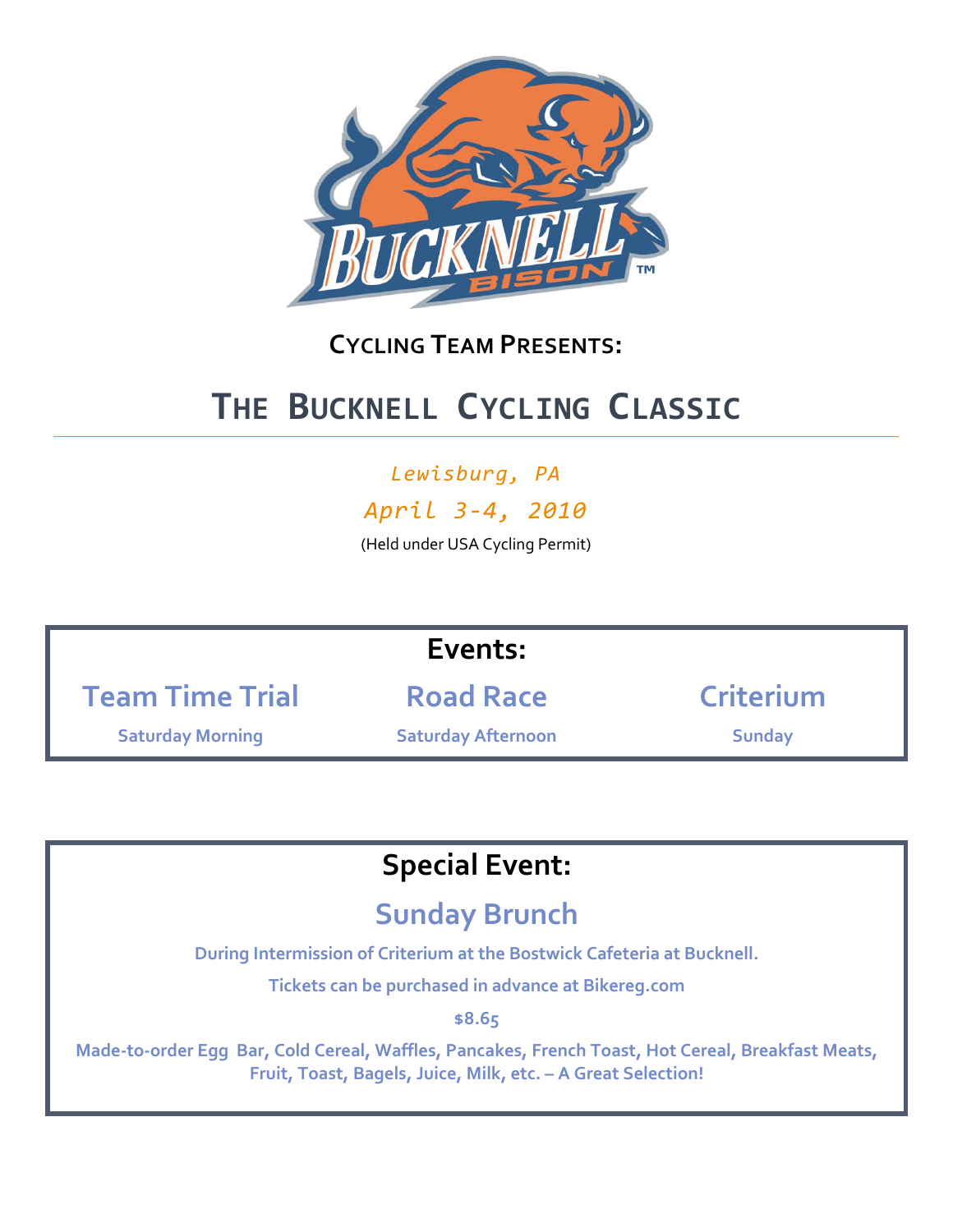**CYCLING TEAM PRESENTS:**

# THE BUCKNELL CYCLING CLASSIC

*Lewisburg, PA*

*April 3-4, 2010*

(Held under USA Cycling Permit)

## Events:

| Team Time Trial | Road Race | Criterium |
|---|---|---|
| Saturday Morning | Saturday Afternoon | Sunday |

## Special Event:

### Sunday Brunch

**During Intermission of Criterium at the Bostwick Cafeteria at Bucknell.**

**Tickets can be purchased in advance at Bikereg.com**

**$8.65**

**Made-to-order Egg Bar, Cold Cereal, Waffles, Pancakes, French Toast, Hot Cereal, Breakfast Meats, Fruit, Toast, Bagels, Juice, Milk, etc. – A Great Selection!**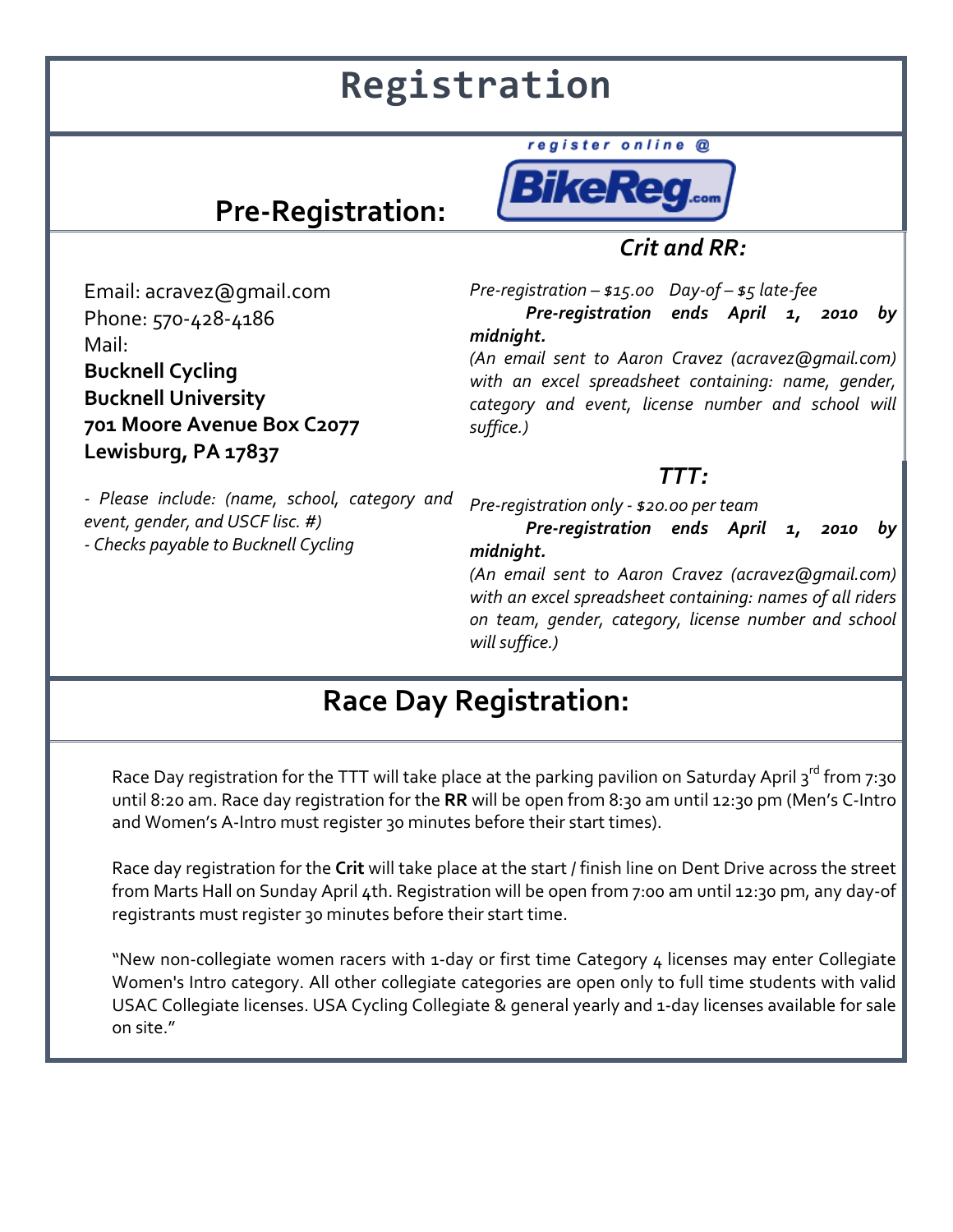# Registration

## Pre-Registration:

register online @ BikeReg.com

Email: acravez@gmail.com
Phone: 570-428-4186
Mail:
**Bucknell Cycling**
**Bucknell University**
**701 Moore Avenue Box C2077**
**Lewisburg, PA 17837**

*- Please include: (name, school, category and event, gender, and USCF lisc. #)*
*- Checks payable to Bucknell Cycling*

### *Crit and RR:*

*Pre-registration – $15.00   Day-of – $5 late-fee*
***Pre-registration ends April 1, 2010 by midnight.***
*(An email sent to Aaron Cravez (acravez@gmail.com) with an excel spreadsheet containing: name, gender, category and event, license number and school will suffice.)*

### *TTT:*

*Pre-registration only - $20.00 per team*
***Pre-registration ends April 1, 2010 by midnight.***
*(An email sent to Aaron Cravez (acravez@gmail.com) with an excel spreadsheet containing: names of all riders on team, gender, category, license number and school will suffice.)*

## Race Day Registration:

Race Day registration for the TTT will take place at the parking pavilion on Saturday April 3rd from 7:30 until 8:20 am. Race day registration for the **RR** will be open from 8:30 am until 12:30 pm (Men's C-Intro and Women's A-Intro must register 30 minutes before their start times).

Race day registration for the **Crit** will take place at the start / finish line on Dent Drive across the street from Marts Hall on Sunday April 4th. Registration will be open from 7:00 am until 12:30 pm, any day-of registrants must register 30 minutes before their start time.

"New non-collegiate women racers with 1-day or first time Category 4 licenses may enter Collegiate Women's Intro category. All other collegiate categories are open only to full time students with valid USAC Collegiate licenses. USA Cycling Collegiate & general yearly and 1-day licenses available for sale on site."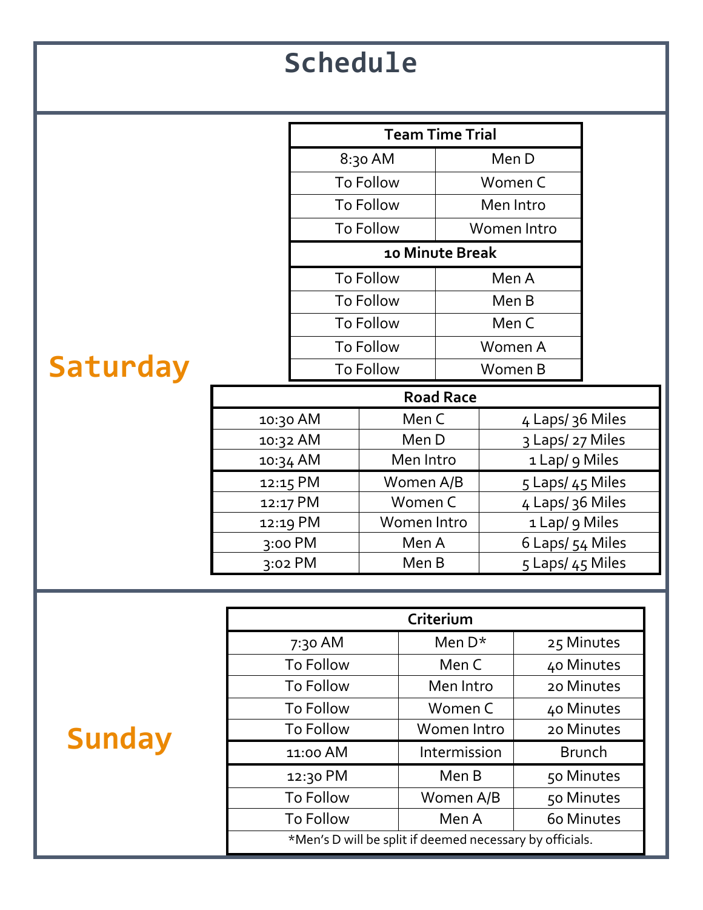# Schedule

## Saturday

| Team Time Trial | |
|---|---|
| 8:30 AM | Men D |
| To Follow | Women C |
| To Follow | Men Intro |
| To Follow | Women Intro |
| **10 Minute Break** | |
| To Follow | Men A |
| To Follow | Men B |
| To Follow | Men C |
| To Follow | Women A |
| To Follow | Women B |

| Road Race | | |
|---|---|---|
| 10:30 AM | Men C | 4 Laps/ 36 Miles |
| 10:32 AM | Men D | 3 Laps/ 27 Miles |
| 10:34 AM | Men Intro | 1 Lap/ 9 Miles |
| 12:15 PM | Women A/B | 5 Laps/ 45 Miles |
| 12:17 PM | Women C | 4 Laps/ 36 Miles |
| 12:19 PM | Women Intro | 1 Lap/ 9 Miles |
| 3:00 PM | Men A | 6 Laps/ 54 Miles |
| 3:02 PM | Men B | 5 Laps/ 45 Miles |

## Sunday

| Criterium | | |
|---|---|---|
| 7:30 AM | Men D* | 25 Minutes |
| To Follow | Men C | 40 Minutes |
| To Follow | Men Intro | 20 Minutes |
| To Follow | Women C | 40 Minutes |
| To Follow | Women Intro | 20 Minutes |
| 11:00 AM | Intermission | Brunch |
| 12:30 PM | Men B | 50 Minutes |
| To Follow | Women A/B | 50 Minutes |
| To Follow | Men A | 60 Minutes |

*Men's D will be split if deemed necessary by officials.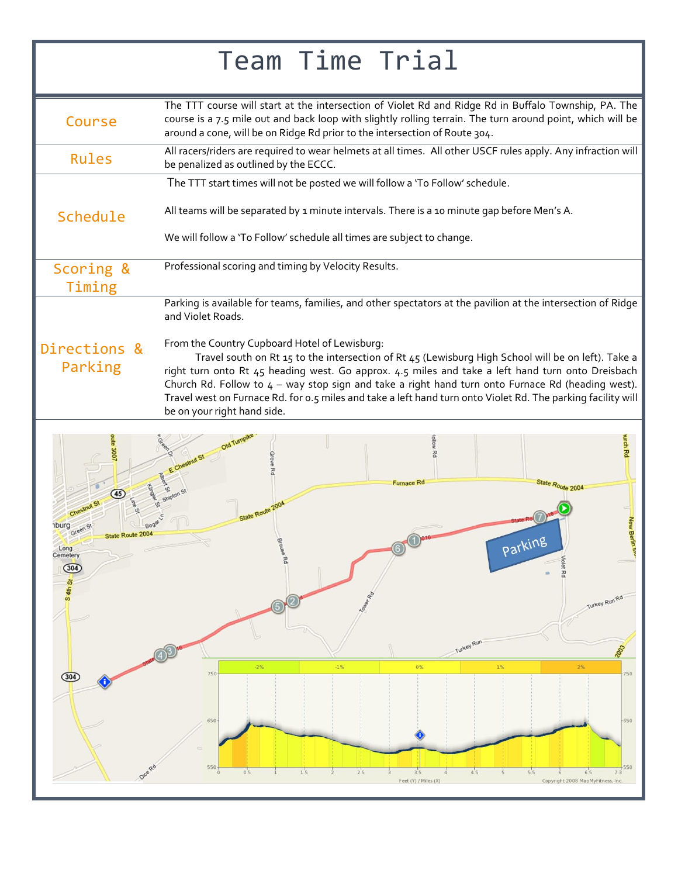# Team Time Trial

| | |
|---|---|
| Course | The TTT course will start at the intersection of Violet Rd and Ridge Rd in Buffalo Township, PA. The course is a 7.5 mile out and back loop with slightly rolling terrain. The turn around point, which will be around a cone, will be on Ridge Rd prior to the intersection of Route 304. |
| Rules | All racers/riders are required to wear helmets at all times. All other USCF rules apply. Any infraction will be penalized as outlined by the ECCC. |
| Schedule | The TTT start times will not be posted we will follow a 'To Follow' schedule.<br><br>All teams will be separated by 1 minute intervals. There is a 10 minute gap before Men's A.<br><br>We will follow a 'To Follow' schedule all times are subject to change. |
| Scoring & Timing | Professional scoring and timing by Velocity Results. |
| Directions & Parking | Parking is available for teams, families, and other spectators at the pavilion at the intersection of Ridge and Violet Roads.<br><br>From the Country Cupboard Hotel of Lewisburg:<br>Travel south on Rt 15 to the intersection of Rt 45 (Lewisburg High School will be on left). Take a right turn onto Rt 45 heading west. Go approx. 4.5 miles and take a left hand turn onto Dreisbach Church Rd. Follow to 4 – way stop sign and take a right hand turn onto Furnace Rd (heading west). Travel west on Furnace Rd. for 0.5 miles and take a left hand turn onto Violet Rd. The parking facility will be on your right hand side. |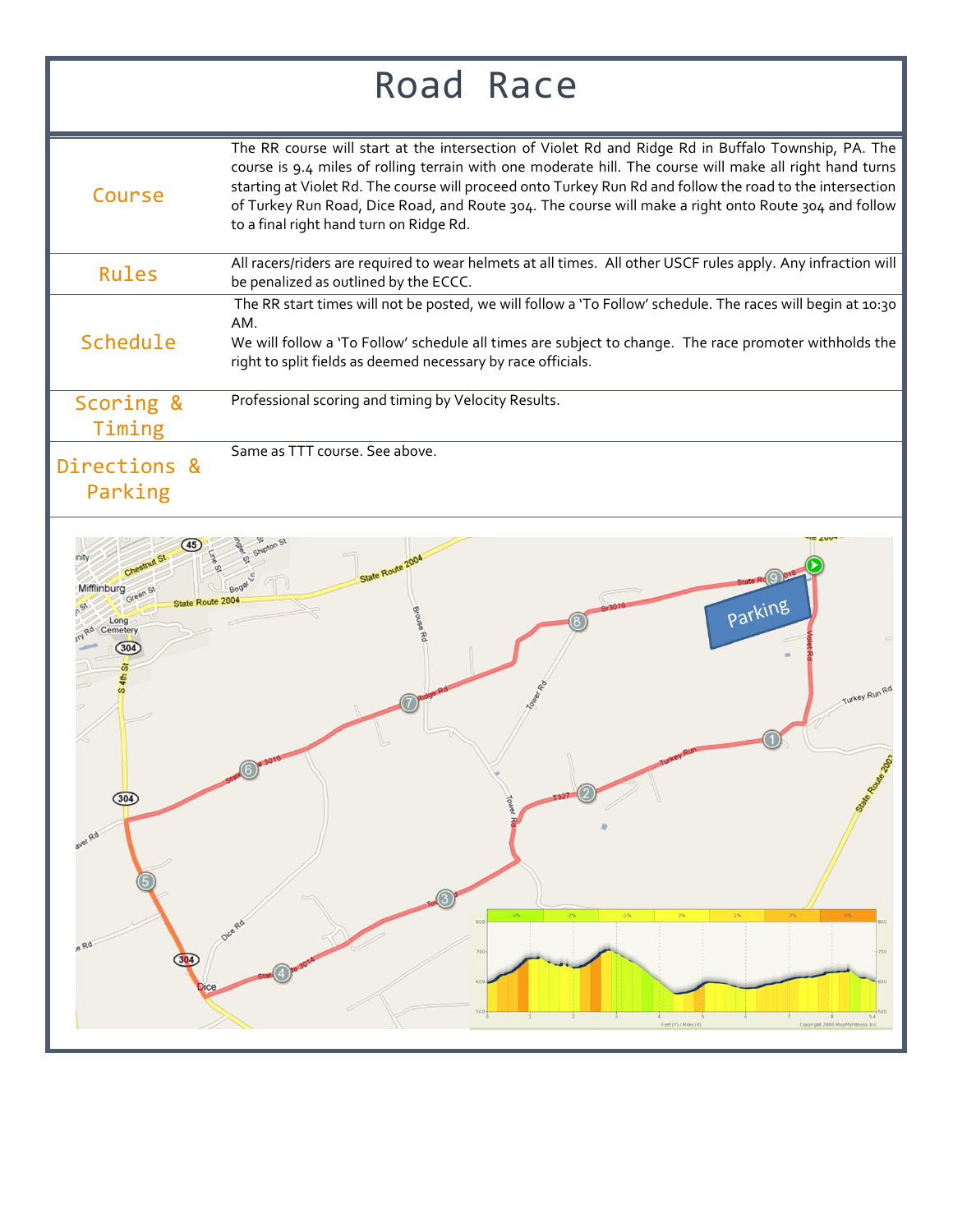# Road Race

| | |
|---|---|
| Course | The RR course will start at the intersection of Violet Rd and Ridge Rd in Buffalo Township, PA. The course is 9.4 miles of rolling terrain with one moderate hill. The course will make all right hand turns starting at Violet Rd. The course will proceed onto Turkey Run Rd and follow the road to the intersection of Turkey Run Road, Dice Road, and Route 304. The course will make a right onto Route 304 and follow to a final right hand turn on Ridge Rd. |
| Rules | All racers/riders are required to wear helmets at all times. All other USCF rules apply. Any infraction will be penalized as outlined by the ECCC. |
| Schedule | The RR start times will not be posted, we will follow a 'To Follow' schedule. The races will begin at 10:30 AM.<br>We will follow a 'To Follow' schedule all times are subject to change. The race promoter withholds the right to split fields as deemed necessary by race officials. |
| Scoring & Timing | Professional scoring and timing by Velocity Results. |
| Directions & Parking | Same as TTT course. See above. |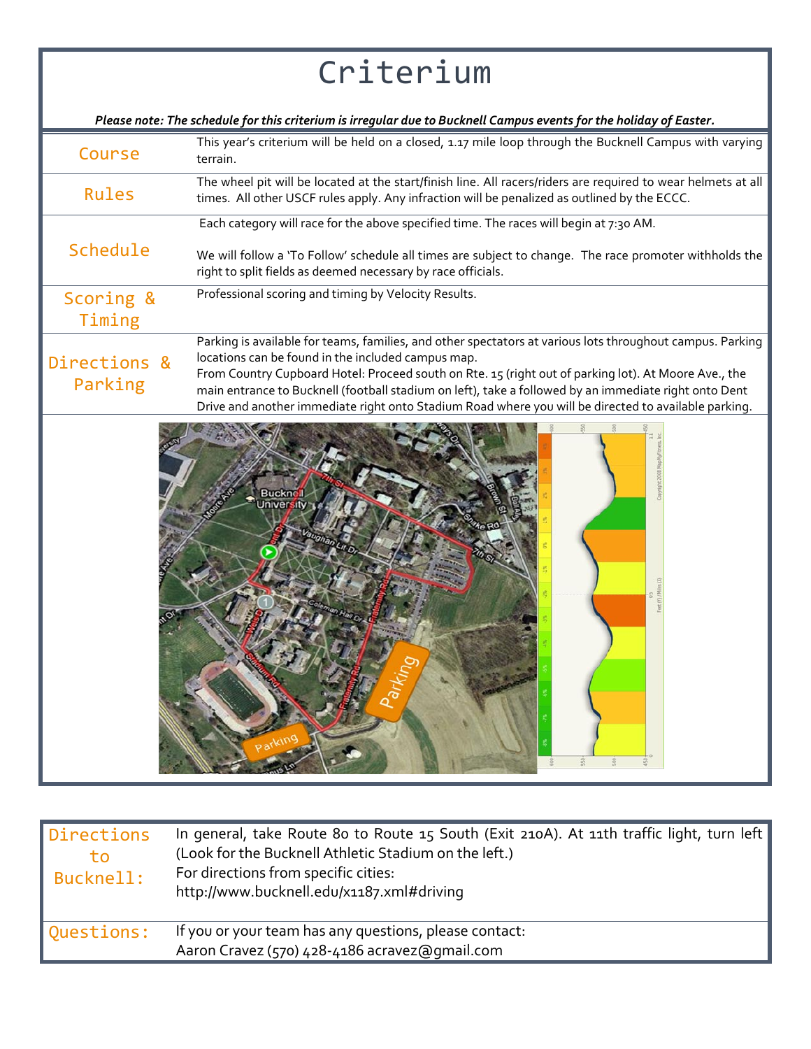# Criterium

***Please note: The schedule for this criterium is irregular due to Bucknell Campus events for the holiday of Easter.***

| | |
|---|---|
| Course | This year's criterium will be held on a closed, 1.17 mile loop through the Bucknell Campus with varying terrain. |
| Rules | The wheel pit will be located at the start/finish line. All racers/riders are required to wear helmets at all times. All other USCF rules apply. Any infraction will be penalized as outlined by the ECCC. |
| Schedule | Each category will race for the above specified time. The races will begin at 7:30 AM.<br><br>We will follow a 'To Follow' schedule all times are subject to change. The race promoter withholds the right to split fields as deemed necessary by race officials. |
| Scoring & Timing | Professional scoring and timing by Velocity Results. |
| Directions & Parking | Parking is available for teams, families, and other spectators at various lots throughout campus. Parking locations can be found in the included campus map.<br>From Country Cupboard Hotel: Proceed south on Rte. 15 (right out of parking lot). At Moore Ave., the main entrance to Bucknell (football stadium on left), take a followed by an immediate right onto Dent Drive and another immediate right onto Stadium Road where you will be directed to available parking. |

| | |
|---|---|
| Directions to Bucknell: | In general, take Route 80 to Route 15 South (Exit 210A). At 11th traffic light, turn left (Look for the Bucknell Athletic Stadium on the left.)<br>For directions from specific cities:<br>http://www.bucknell.edu/x1187.xml#driving |
| Questions: | If you or your team has any questions, please contact:<br>Aaron Cravez (570) 428-4186 acravez@gmail.com |